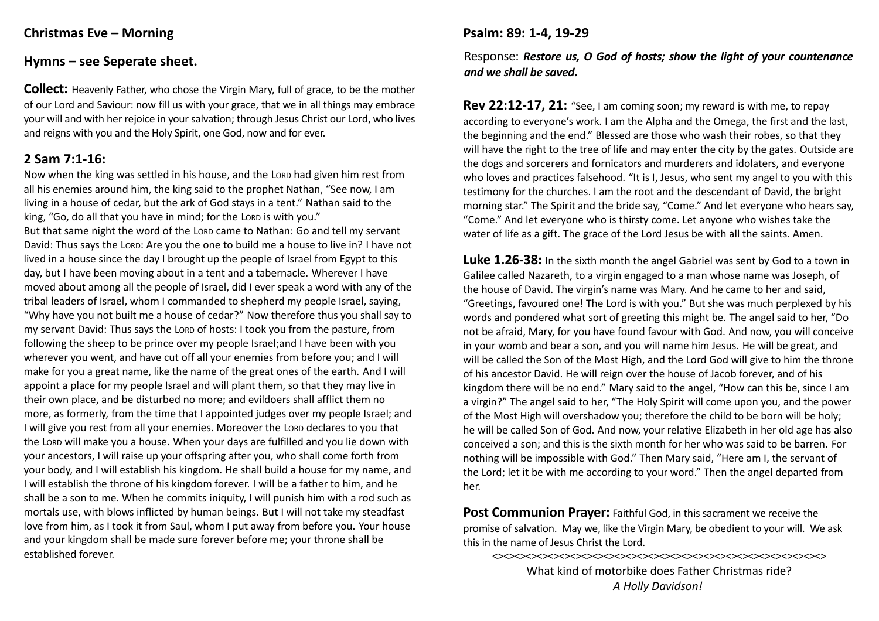## Christmas Eve – Morning

## Hymns – see Seperate sheet.

**Collect:** Heavenly Father, who chose the Virgin Mary, full of grace, to be the mother of our Lord and Saviour: now fill us with your grace, that we in all things may embrace your will and with her rejoice in your salvation; through Jesus Christ our Lord, who lives and reigns with you and the Holy Spirit, one God, now and for ever.

## 2 Sam 7:1-16:

Now when the king was settled in his house, and the LORD had given him rest from all his enemies around him, the king said to the prophet Nathan, "See now, I am living in a house of cedar, but the ark of God stays in a tent." Nathan said to the king, "Go, do all that you have in mind; for the LORD is with you."
But that same night the word of the LORD came to Nathan: Go and tell my servant David: Thus says the LORD: Are you the one to build me a house to live in? I have not lived in a house since the day I brought up the people of Israel from Egypt to this day, but I have been moving about in a tent and a tabernacle. Wherever I have moved about among all the people of Israel, did I ever speak a word with any of the tribal leaders of Israel, whom I commanded to shepherd my people Israel, saying, "Why have you not built me a house of cedar?" Now therefore thus you shall say to my servant David: Thus says the LORD of hosts: I took you from the pasture, from following the sheep to be prince over my people Israel;and I have been with you wherever you went, and have cut off all your enemies from before you; and I will make for you a great name, like the name of the great ones of the earth. And I will appoint a place for my people Israel and will plant them, so that they may live in their own place, and be disturbed no more; and evildoers shall afflict them no more, as formerly, from the time that I appointed judges over my people Israel; and I will give you rest from all your enemies. Moreover the LORD declares to you that the LORD will make you a house. When your days are fulfilled and you lie down with your ancestors, I will raise up your offspring after you, who shall come forth from your body, and I will establish his kingdom. He shall build a house for my name, and I will establish the throne of his kingdom forever. I will be a father to him, and he shall be a son to me. When he commits iniquity, I will punish him with a rod such as mortals use, with blows inflicted by human beings. But I will not take my steadfast love from him, as I took it from Saul, whom I put away from before you. Your house and your kingdom shall be made sure forever before me; your throne shall be established forever.

## Psalm: 89: 1-4, 19-29

Response: ***Restore us, O God of hosts; show the light of your countenance and we shall be saved.***

**Rev 22:12-17, 21:** "See, I am coming soon; my reward is with me, to repay according to everyone's work. I am the Alpha and the Omega, the first and the last, the beginning and the end." Blessed are those who wash their robes, so that they will have the right to the tree of life and may enter the city by the gates. Outside are the dogs and sorcerers and fornicators and murderers and idolaters, and everyone who loves and practices falsehood. "It is I, Jesus, who sent my angel to you with this testimony for the churches. I am the root and the descendant of David, the bright morning star." The Spirit and the bride say, "Come." And let everyone who hears say, "Come." And let everyone who is thirsty come. Let anyone who wishes take the water of life as a gift. The grace of the Lord Jesus be with all the saints. Amen.

**Luke 1.26-38:** In the sixth month the angel Gabriel was sent by God to a town in Galilee called Nazareth, to a virgin engaged to a man whose name was Joseph, of the house of David. The virgin's name was Mary. And he came to her and said, "Greetings, favoured one! The Lord is with you." But she was much perplexed by his words and pondered what sort of greeting this might be. The angel said to her, "Do not be afraid, Mary, for you have found favour with God. And now, you will conceive in your womb and bear a son, and you will name him Jesus. He will be great, and will be called the Son of the Most High, and the Lord God will give to him the throne of his ancestor David. He will reign over the house of Jacob forever, and of his kingdom there will be no end." Mary said to the angel, "How can this be, since I am a virgin?" The angel said to her, "The Holy Spirit will come upon you, and the power of the Most High will overshadow you; therefore the child to be born will be holy; he will be called Son of God. And now, your relative Elizabeth in her old age has also conceived a son; and this is the sixth month for her who was said to be barren. For nothing will be impossible with God." Then Mary said, "Here am I, the servant of the Lord; let it be with me according to your word." Then the angel departed from her.

**Post Communion Prayer:** Faithful God, in this sacrament we receive the promise of salvation. May we, like the Virgin Mary, be obedient to your will. We ask this in the name of Jesus Christ the Lord.

<><><><><><><><><><><><><><><><><><><><><><><><><><><><><><><><><><><><><><><><>

What kind of motorbike does Father Christmas ride?

*A Holly Davidson!*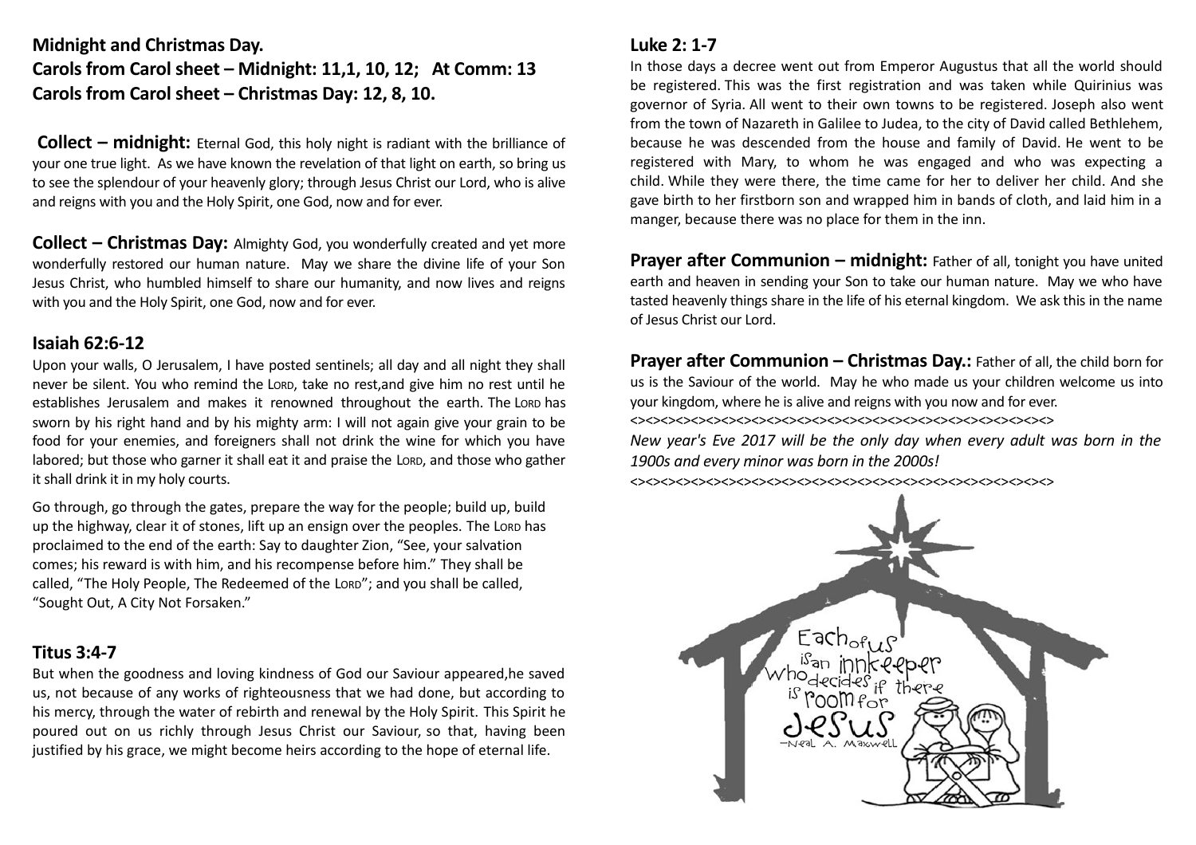**Midnight and Christmas Day.**
**Carols from Carol sheet – Midnight: 11,1, 10, 12; At Comm: 13**
**Carols from Carol sheet – Christmas Day: 12, 8, 10.**

**Collect – midnight:** Eternal God, this holy night is radiant with the brilliance of your one true light. As we have known the revelation of that light on earth, so bring us to see the splendour of your heavenly glory; through Jesus Christ our Lord, who is alive and reigns with you and the Holy Spirit, one God, now and for ever.

**Collect – Christmas Day:** Almighty God, you wonderfully created and yet more wonderfully restored our human nature. May we share the divine life of your Son Jesus Christ, who humbled himself to share our humanity, and now lives and reigns with you and the Holy Spirit, one God, now and for ever.

## Isaiah 62:6-12

Upon your walls, O Jerusalem, I have posted sentinels; all day and all night they shall never be silent. You who remind the LORD, take no rest,and give him no rest until he establishes Jerusalem and makes it renowned throughout the earth. The LORD has sworn by his right hand and by his mighty arm: I will not again give your grain to be food for your enemies, and foreigners shall not drink the wine for which you have labored; but those who garner it shall eat it and praise the LORD, and those who gather it shall drink it in my holy courts.

Go through, go through the gates, prepare the way for the people; build up, build up the highway, clear it of stones, lift up an ensign over the peoples. The LORD has proclaimed to the end of the earth: Say to daughter Zion, "See, your salvation comes; his reward is with him, and his recompense before him." They shall be called, "The Holy People, The Redeemed of the LORD"; and you shall be called, "Sought Out, A City Not Forsaken."

## Titus 3:4-7

But when the goodness and loving kindness of God our Saviour appeared,he saved us, not because of any works of righteousness that we had done, but according to his mercy, through the water of rebirth and renewal by the Holy Spirit. This Spirit he poured out on us richly through Jesus Christ our Saviour, so that, having been justified by his grace, we might become heirs according to the hope of eternal life.

## Luke 2: 1-7

In those days a decree went out from Emperor Augustus that all the world should be registered. This was the first registration and was taken while Quirinius was governor of Syria. All went to their own towns to be registered. Joseph also went from the town of Nazareth in Galilee to Judea, to the city of David called Bethlehem, because he was descended from the house and family of David. He went to be registered with Mary, to whom he was engaged and who was expecting a child. While they were there, the time came for her to deliver her child. And she gave birth to her firstborn son and wrapped him in bands of cloth, and laid him in a manger, because there was no place for them in the inn.

**Prayer after Communion – midnight:** Father of all, tonight you have united earth and heaven in sending your Son to take our human nature. May we who have tasted heavenly things share in the life of his eternal kingdom. We ask this in the name of Jesus Christ our Lord.

**Prayer after Communion – Christmas Day.:** Father of all, the child born for us is the Saviour of the world. May he who made us your children welcome us into your kingdom, where he is alive and reigns with you now and for ever.

<><><><><><><><><><><><><><><><><><><><><><><><><><><><><>

*New year's Eve 2017 will be the only day when every adult was born in the 1900s and every minor was born in the 2000s!*

<><><><><><><><><><><><><><><><><><><><><><><><><><><><><>

Each of us is an innkeeper who decides if there is room for Jesus
–Neal A. Maxwell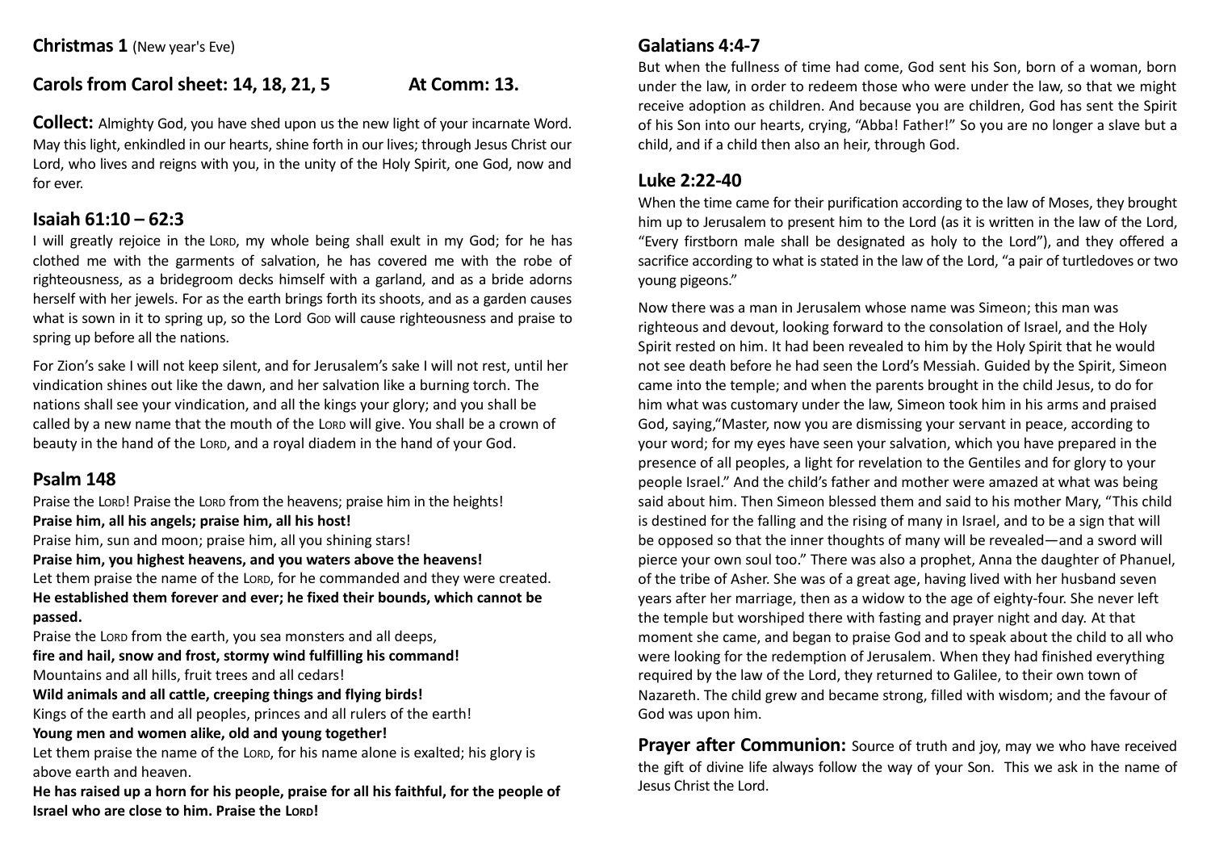**Christmas 1** (New year's Eve)

## Carols from Carol sheet: 14, 18, 21, 5 At Comm: 13.

**Collect:** Almighty God, you have shed upon us the new light of your incarnate Word. May this light, enkindled in our hearts, shine forth in our lives; through Jesus Christ our Lord, who lives and reigns with you, in the unity of the Holy Spirit, one God, now and for ever.

## Isaiah 61:10 – 62:3

I will greatly rejoice in the Lord, my whole being shall exult in my God; for he has clothed me with the garments of salvation, he has covered me with the robe of righteousness, as a bridegroom decks himself with a garland, and as a bride adorns herself with her jewels. For as the earth brings forth its shoots, and as a garden causes what is sown in it to spring up, so the Lord God will cause righteousness and praise to spring up before all the nations.

For Zion's sake I will not keep silent, and for Jerusalem's sake I will not rest, until her vindication shines out like the dawn, and her salvation like a burning torch. The nations shall see your vindication, and all the kings your glory; and you shall be called by a new name that the mouth of the Lord will give. You shall be a crown of beauty in the hand of the Lord, and a royal diadem in the hand of your God.

## Psalm 148

Praise the Lord! Praise the Lord from the heavens; praise him in the heights!
**Praise him, all his angels; praise him, all his host!**
Praise him, sun and moon; praise him, all you shining stars!
**Praise him, you highest heavens, and you waters above the heavens!**
Let them praise the name of the Lord, for he commanded and they were created.
**He established them forever and ever; he fixed their bounds, which cannot be passed.**
Praise the Lord from the earth, you sea monsters and all deeps,
**fire and hail, snow and frost, stormy wind fulfilling his command!**
Mountains and all hills, fruit trees and all cedars!
**Wild animals and all cattle, creeping things and flying birds!**
Kings of the earth and all peoples, princes and all rulers of the earth!
**Young men and women alike, old and young together!**
Let them praise the name of the Lord, for his name alone is exalted; his glory is above earth and heaven.
**He has raised up a horn for his people, praise for all his faithful, for the people of Israel who are close to him. Praise the Lord!**

## Galatians 4:4-7

But when the fullness of time had come, God sent his Son, born of a woman, born under the law, in order to redeem those who were under the law, so that we might receive adoption as children. And because you are children, God has sent the Spirit of his Son into our hearts, crying, "Abba! Father!" So you are no longer a slave but a child, and if a child then also an heir, through God.

## Luke 2:22-40

When the time came for their purification according to the law of Moses, they brought him up to Jerusalem to present him to the Lord (as it is written in the law of the Lord, "Every firstborn male shall be designated as holy to the Lord"), and they offered a sacrifice according to what is stated in the law of the Lord, "a pair of turtledoves or two young pigeons."

Now there was a man in Jerusalem whose name was Simeon; this man was righteous and devout, looking forward to the consolation of Israel, and the Holy Spirit rested on him. It had been revealed to him by the Holy Spirit that he would not see death before he had seen the Lord's Messiah. Guided by the Spirit, Simeon came into the temple; and when the parents brought in the child Jesus, to do for him what was customary under the law, Simeon took him in his arms and praised God, saying,"Master, now you are dismissing your servant in peace, according to your word; for my eyes have seen your salvation, which you have prepared in the presence of all peoples, a light for revelation to the Gentiles and for glory to your people Israel." And the child's father and mother were amazed at what was being said about him. Then Simeon blessed them and said to his mother Mary, "This child is destined for the falling and the rising of many in Israel, and to be a sign that will be opposed so that the inner thoughts of many will be revealed—and a sword will pierce your own soul too." There was also a prophet, Anna the daughter of Phanuel, of the tribe of Asher. She was of a great age, having lived with her husband seven years after her marriage, then as a widow to the age of eighty-four. She never left the temple but worshiped there with fasting and prayer night and day. At that moment she came, and began to praise God and to speak about the child to all who were looking for the redemption of Jerusalem. When they had finished everything required by the law of the Lord, they returned to Galilee, to their own town of Nazareth. The child grew and became strong, filled with wisdom; and the favour of God was upon him.

**Prayer after Communion:** Source of truth and joy, may we who have received the gift of divine life always follow the way of your Son. This we ask in the name of Jesus Christ the Lord.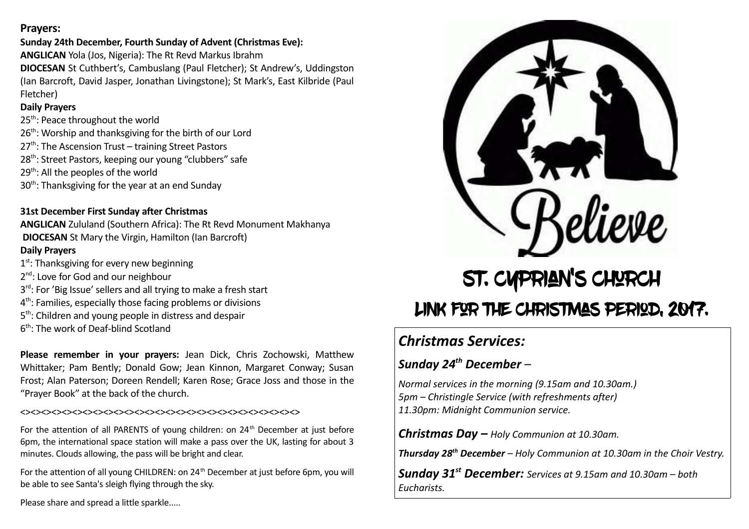## Prayers:

**Sunday 24th December, Fourth Sunday of Advent (Christmas Eve):**

**ANGLICAN** Yola (Jos, Nigeria): The Rt Revd Markus Ibrahm

**DIOCESAN** St Cuthbert's, Cambuslang (Paul Fletcher); St Andrew's, Uddingston (Ian Barcroft, David Jasper, Jonathan Livingstone); St Mark's, East Kilbride (Paul Fletcher)

**Daily Prayers**

25th: Peace throughout the world
26th: Worship and thanksgiving for the birth of our Lord
27th: The Ascension Trust – training Street Pastors
28th: Street Pastors, keeping our young "clubbers" safe
29th: All the peoples of the world
30th: Thanksgiving for the year at an end Sunday

**31st December First Sunday after Christmas**

**ANGLICAN** Zululand (Southern Africa): The Rt Revd Monument Makhanya

**DIOCESAN** St Mary the Virgin, Hamilton (Ian Barcroft)

**Daily Prayers**

1st: Thanksgiving for every new beginning
2nd: Love for God and our neighbour
3rd: For 'Big Issue' sellers and all trying to make a fresh start
4th: Families, especially those facing problems or divisions
5th: Children and young people in distress and despair
6th: The work of Deaf-blind Scotland

**Please remember in your prayers:** Jean Dick, Chris Zochowski, Matthew Whittaker; Pam Bently; Donald Gow; Jean Kinnon, Margaret Conway; Susan Frost; Alan Paterson; Doreen Rendell; Karen Rose; Grace Joss and those in the "Prayer Book" at the back of the church.

<><><><><><><><><><><><><><><><><><><><><><><><>

For the attention of all PARENTS of young children: on 24th December at just before 6pm, the international space station will make a pass over the UK, lasting for about 3 minutes. Clouds allowing, the pass will be bright and clear.

For the attention of all young CHILDREN: on 24th December at just before 6pm, you will be able to see Santa's sleigh flying through the sky.

Please share and spread a little sparkle.....

Believe

# ST. CYPRIAN'S CHURCH

## LINK FOR THE CHRISTMAS PERIOD, 2017.

## *Christmas Services:*

### *Sunday 24th December –*

*Normal services in the morning (9.15am and 10.30am.)*
*5pm – Christingle Service (with refreshments after)*
*11.30pm: Midnight Communion service.*

***Christmas Day –*** *Holy Communion at 10.30am.*

***Thursday 28th December*** *– Holy Communion at 10.30am in the Choir Vestry.*

***Sunday 31st December:*** *Services at 9.15am and 10.30am – both Eucharists.*